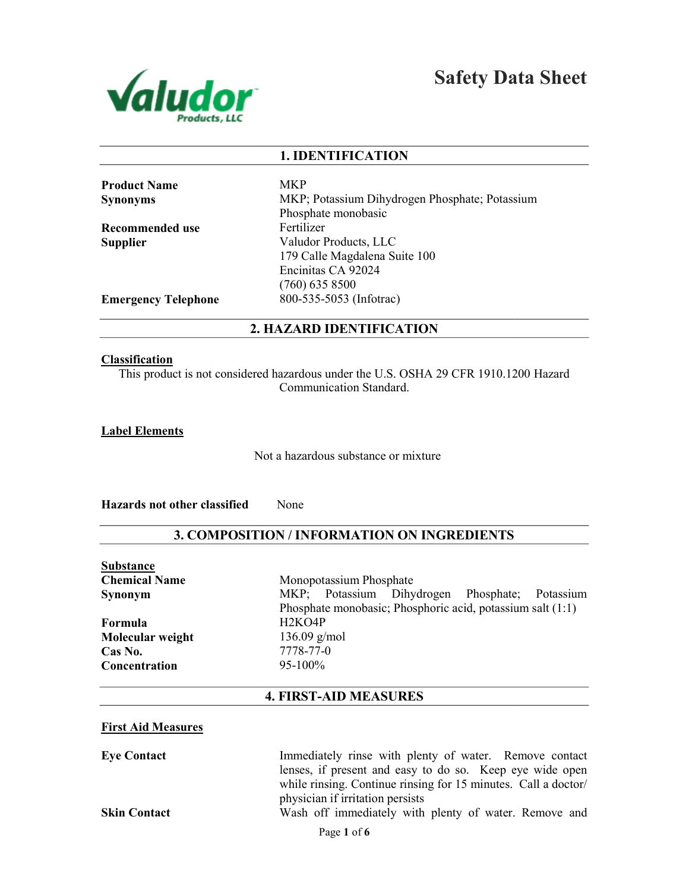Valudor Products, LLC

# Safety Data Sheet

## 1. IDENTIFICATION

| | |
|---|---|
| **Product Name** | MKP |
| **Synonyms** | MKP; Potassium Dihydrogen Phosphate; Potassium Phosphate monobasic |
| **Recommended use** | Fertilizer |
| **Supplier** | Valudor Products, LLC<br>179 Calle Magdalena Suite 100<br>Encinitas CA 92024<br>(760) 635 8500 |
| **Emergency Telephone** | 800-535-5053 (Infotrac) |

## 2. HAZARD IDENTIFICATION

**Classification**

This product is not considered hazardous under the U.S. OSHA 29 CFR 1910.1200 Hazard Communication Standard.

**Label Elements**

Not a hazardous substance or mixture

**Hazards not other classified** None

## 3. COMPOSITION / INFORMATION ON INGREDIENTS

**Substance**

| | |
|---|---|
| **Chemical Name** | Monopotassium Phosphate |
| **Synonym** | MKP; Potassium Dihydrogen Phosphate; Potassium Phosphate monobasic; Phosphoric acid, potassium salt (1:1) |
| **Formula** | $H_2KO_4P$ |
| **Molecular weight** | 136.09 g/mol |
| **Cas No.** | 7778-77-0 |
| **Concentration** | 95-100% |

## 4. FIRST-AID MEASURES

**First Aid Measures**

**Eye Contact** Immediately rinse with plenty of water. Remove contact lenses, if present and easy to do so. Keep eye wide open while rinsing. Continue rinsing for 15 minutes. Call a doctor/ physician if irritation persists

**Skin Contact** Wash off immediately with plenty of water. Remove and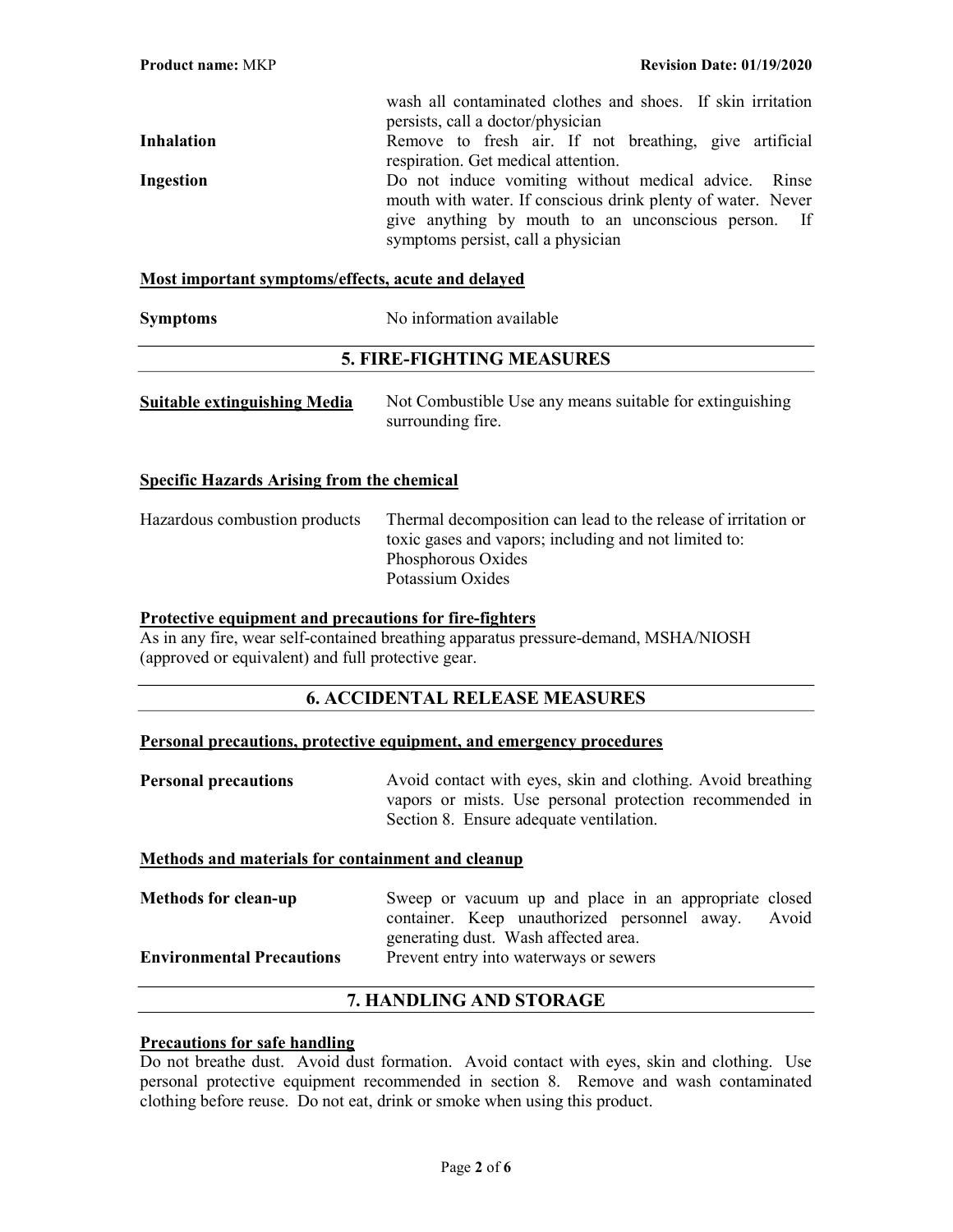wash all contaminated clothes and shoes. If skin irritation persists, call a doctor/physician

**Inhalation** Remove to fresh air. If not breathing, give artificial respiration. Get medical attention.

**Ingestion** Do not induce vomiting without medical advice. Rinse mouth with water. If conscious drink plenty of water. Never give anything by mouth to an unconscious person. If symptoms persist, call a physician

**Most important symptoms/effects, acute and delayed**

**Symptoms** No information available

## 5. FIRE-FIGHTING MEASURES

**Suitable extinguishing Media** Not Combustible Use any means suitable for extinguishing surrounding fire.

**Specific Hazards Arising from the chemical**

Hazardous combustion products Thermal decomposition can lead to the release of irritation or toxic gases and vapors; including and not limited to:
Phosphorous Oxides
Potassium Oxides

**Protective equipment and precautions for fire-fighters**

As in any fire, wear self-contained breathing apparatus pressure-demand, MSHA/NIOSH (approved or equivalent) and full protective gear.

## 6. ACCIDENTAL RELEASE MEASURES

**Personal precautions, protective equipment, and emergency procedures**

**Personal precautions** Avoid contact with eyes, skin and clothing. Avoid breathing vapors or mists. Use personal protection recommended in Section 8. Ensure adequate ventilation.

**Methods and materials for containment and cleanup**

**Methods for clean-up** Sweep or vacuum up and place in an appropriate closed container. Keep unauthorized personnel away. Avoid generating dust. Wash affected area.

**Environmental Precautions** Prevent entry into waterways or sewers

## 7. HANDLING AND STORAGE

**Precautions for safe handling**

Do not breathe dust. Avoid dust formation. Avoid contact with eyes, skin and clothing. Use personal protective equipment recommended in section 8. Remove and wash contaminated clothing before reuse. Do not eat, drink or smoke when using this product.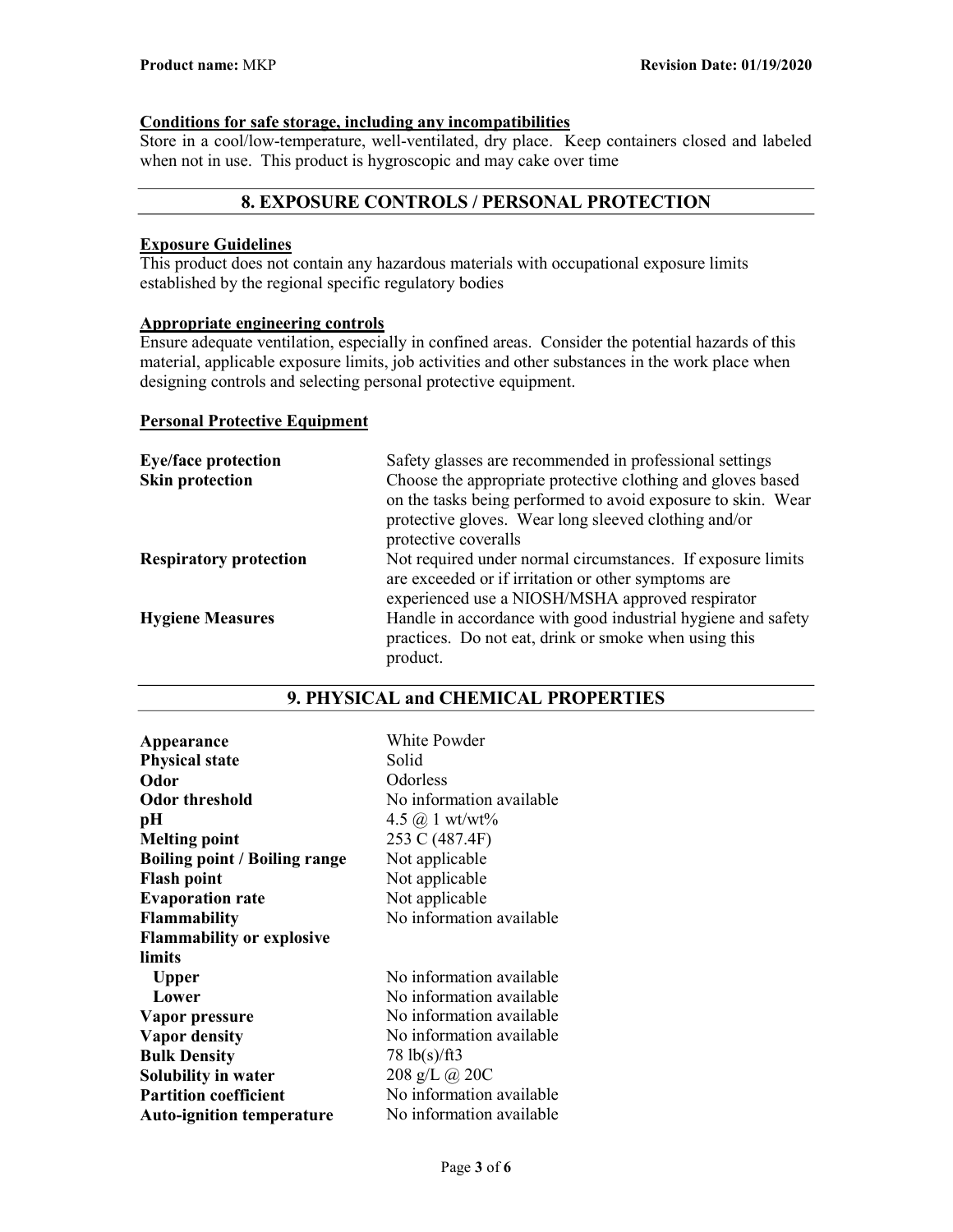### Conditions for safe storage, including any incompatibilities

Store in a cool/low-temperature, well-ventilated, dry place. Keep containers closed and labeled when not in use. This product is hygroscopic and may cake over time

## 8. EXPOSURE CONTROLS / PERSONAL PROTECTION

### Exposure Guidelines

This product does not contain any hazardous materials with occupational exposure limits established by the regional specific regulatory bodies

### Appropriate engineering controls

Ensure adequate ventilation, especially in confined areas. Consider the potential hazards of this material, applicable exposure limits, job activities and other substances in the work place when designing controls and selecting personal protective equipment.

### Personal Protective Equipment

| | |
|---|---|
| **Eye/face protection** | Safety glasses are recommended in professional settings |
| **Skin protection** | Choose the appropriate protective clothing and gloves based on the tasks being performed to avoid exposure to skin. Wear protective gloves. Wear long sleeved clothing and/or protective coveralls |
| **Respiratory protection** | Not required under normal circumstances. If exposure limits are exceeded or if irritation or other symptoms are experienced use a NIOSH/MSHA approved respirator |
| **Hygiene Measures** | Handle in accordance with good industrial hygiene and safety practices. Do not eat, drink or smoke when using this product. |

## 9. PHYSICAL and CHEMICAL PROPERTIES

| | |
|---|---|
| **Appearance** | White Powder |
| **Physical state** | Solid |
| **Odor** | Odorless |
| **Odor threshold** | No information available |
| **pH** | 4.5 @ 1 wt/wt% |
| **Melting point** | 253 C (487.4F) |
| **Boiling point / Boiling range** | Not applicable |
| **Flash point** | Not applicable |
| **Evaporation rate** | Not applicable |
| **Flammability** | No information available |
| **Flammability or explosive limits** | |
| **Upper** | No information available |
| **Lower** | No information available |
| **Vapor pressure** | No information available |
| **Vapor density** | No information available |
| **Bulk Density** | 78 lb(s)/ft3 |
| **Solubility in water** | 208 g/L @ 20C |
| **Partition coefficient** | No information available |
| **Auto-ignition temperature** | No information available |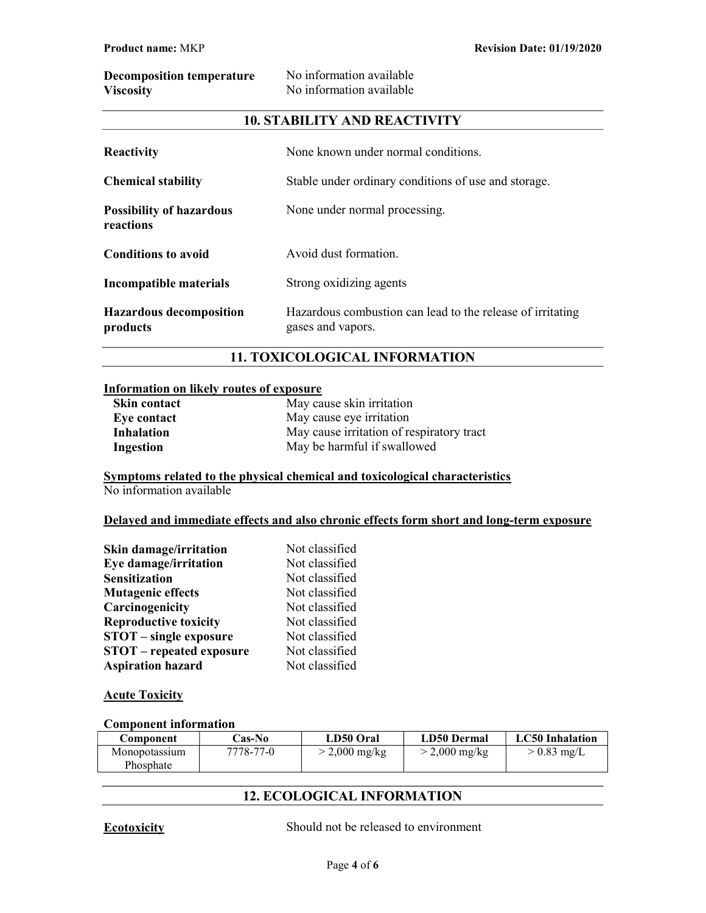**Decomposition temperature** No information available
**Viscosity** No information available

## 10. STABILITY AND REACTIVITY

**Reactivity** None known under normal conditions.

**Chemical stability** Stable under ordinary conditions of use and storage.

**Possibility of hazardous reactions** None under normal processing.

**Conditions to avoid** Avoid dust formation.

**Incompatible materials** Strong oxidizing agents

**Hazardous decomposition products** Hazardous combustion can lead to the release of irritating gases and vapors.

## 11. TOXICOLOGICAL INFORMATION

**Information on likely routes of exposure**

**Skin contact** May cause skin irritation
**Eye contact** May cause eye irritation
**Inhalation** May cause irritation of respiratory tract
**Ingestion** May be harmful if swallowed

**Symptoms related to the physical chemical and toxicological characteristics**
No information available

**Delayed and immediate effects and also chronic effects form short and long-term exposure**

**Skin damage/irritation** Not classified
**Eye damage/irritation** Not classified
**Sensitization** Not classified
**Mutagenic effects** Not classified
**Carcinogenicity** Not classified
**Reproductive toxicity** Not classified
**STOT – single exposure** Not classified
**STOT – repeated exposure** Not classified
**Aspiration hazard** Not classified

**Acute Toxicity**

**Component information**

| Component | Cas-No | LD50 Oral | LD50 Dermal | LC50 Inhalation |
|---|---|---|---|---|
| Monopotassium Phosphate | 7778-77-0 | > 2,000 mg/kg | > 2,000 mg/kg | > 0.83 mg/L |

## 12. ECOLOGICAL INFORMATION

**Ecotoxicity** Should not be released to environment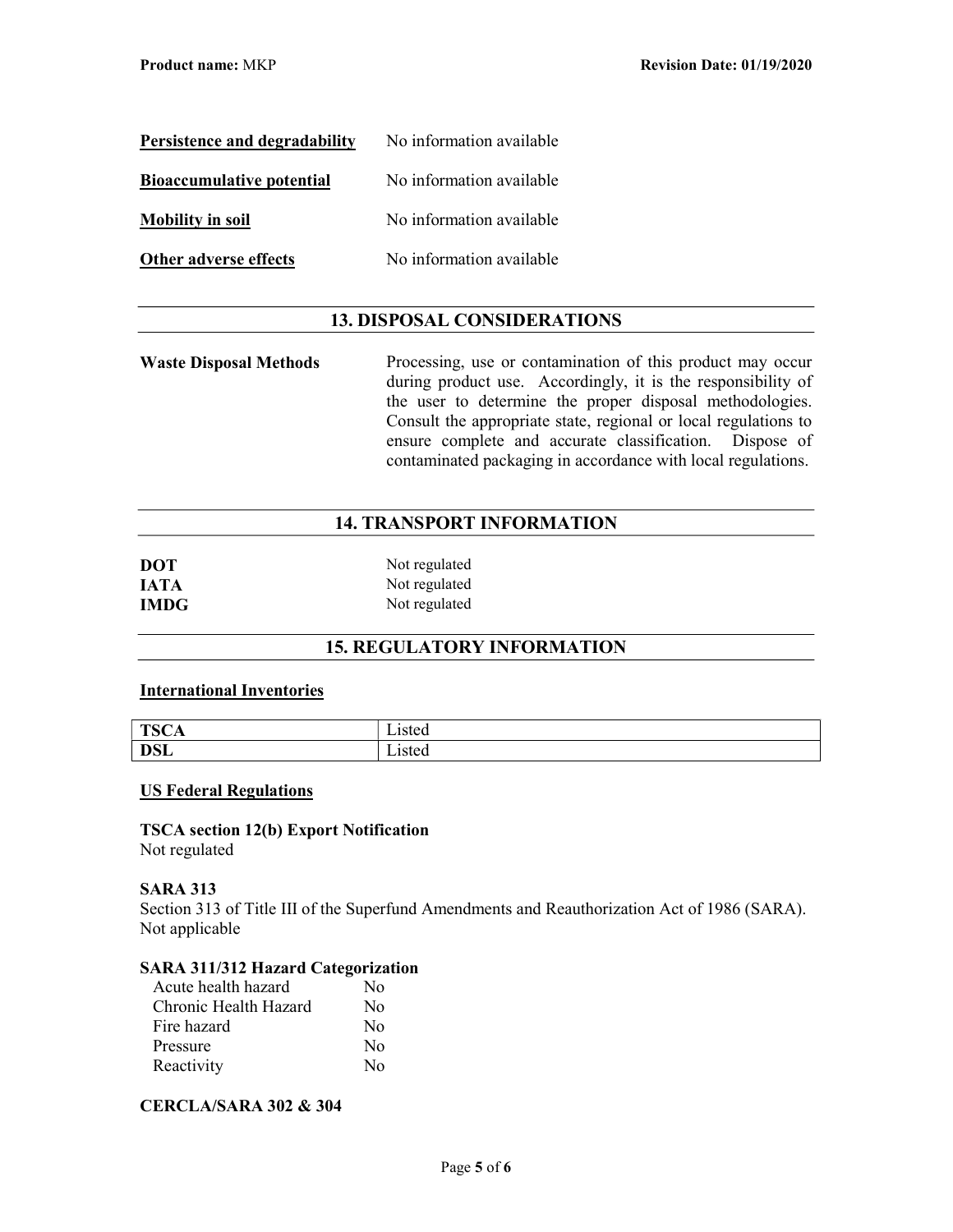**Persistence and degradability** No information available

**Bioaccumulative potential** No information available

**Mobility in soil** No information available

**Other adverse effects** No information available

## 13. DISPOSAL CONSIDERATIONS

**Waste Disposal Methods** Processing, use or contamination of this product may occur during product use. Accordingly, it is the responsibility of the user to determine the proper disposal methodologies. Consult the appropriate state, regional or local regulations to ensure complete and accurate classification. Dispose of contaminated packaging in accordance with local regulations.

## 14. TRANSPORT INFORMATION

**DOT** Not regulated
**IATA** Not regulated
**IMDG** Not regulated

## 15. REGULATORY INFORMATION

**International Inventories**

| | |
|---|---|
| **TSCA** | Listed |
| **DSL** | Listed |

**US Federal Regulations**

**TSCA section 12(b) Export Notification**
Not regulated

**SARA 313**
Section 313 of Title III of the Superfund Amendments and Reauthorization Act of 1986 (SARA). Not applicable

**SARA 311/312 Hazard Categorization**

| | |
|---|---|
| Acute health hazard | No |
| Chronic Health Hazard | No |
| Fire hazard | No |
| Pressure | No |
| Reactivity | No |

**CERCLA/SARA 302 & 304**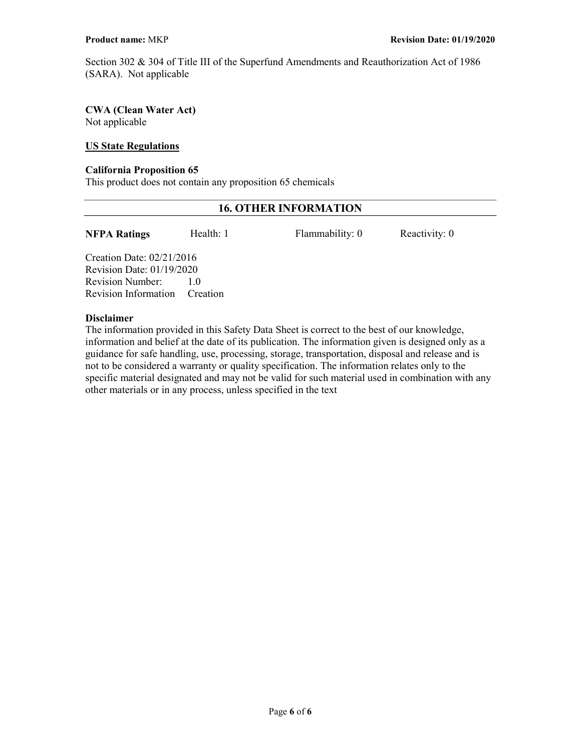Section 302 & 304 of Title III of the Superfund Amendments and Reauthorization Act of 1986 (SARA). Not applicable

**CWA (Clean Water Act)**
Not applicable

**US State Regulations**

**California Proposition 65**
This product does not contain any proposition 65 chemicals

## 16. OTHER INFORMATION

**NFPA Ratings** Health: 1 Flammability: 0 Reactivity: 0

Creation Date: 02/21/2016
Revision Date: 01/19/2020
Revision Number: 1.0
Revision Information Creation

**Disclaimer**
The information provided in this Safety Data Sheet is correct to the best of our knowledge, information and belief at the date of its publication. The information given is designed only as a guidance for safe handling, use, processing, storage, transportation, disposal and release and is not to be considered a warranty or quality specification. The information relates only to the specific material designated and may not be valid for such material used in combination with any other materials or in any process, unless specified in the text